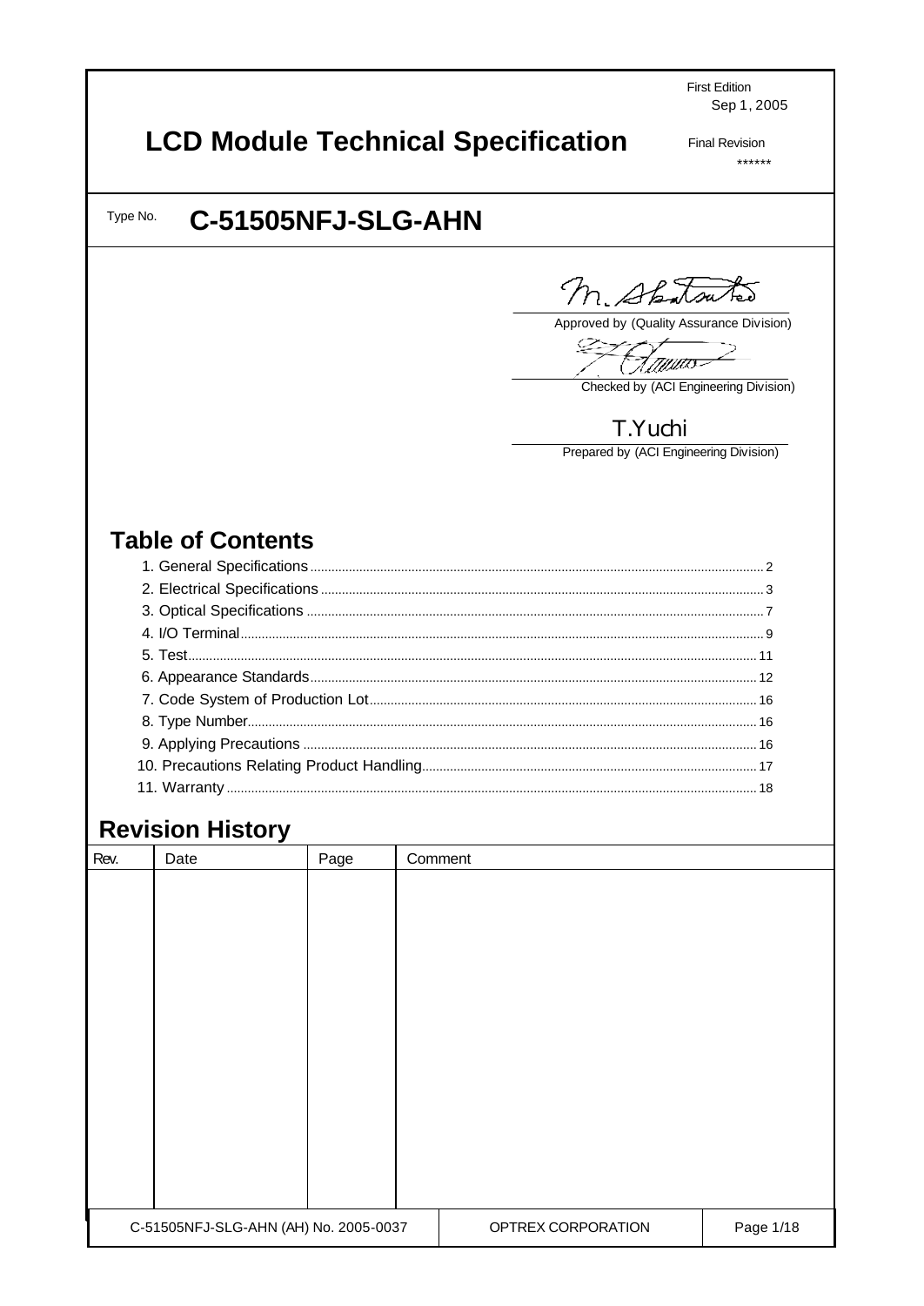First Edition
Sep 1, 2005

# LCD Module Technical Specification

Final Revision
******

Type No. **C-51505NFJ-SLG-AHN**

M. Akatsuka
Approved by (Quality Assurance Division)

Checked by (ACI Engineering Division)

T.Yuchi
Prepared by (ACI Engineering Division)

## Table of Contents

1. General Specifications ........ 2
2. Electrical Specifications ........ 3
3. Optical Specifications ........ 7
4. I/O Terminal ........ 9
5. Test ........ 11
6. Appearance Standards ........ 12
7. Code System of Production Lot ........ 16
8. Type Number ........ 16
9. Applying Precautions ........ 16
10. Precautions Relating Product Handling ........ 17
11. Warranty ........ 18

## Revision History

| Rev. | Date | Page | Comment |
|---|---|---|---|
| | | | |

C-51505NFJ-SLG-AHN (AH) No. 2005-0037 | OPTREX CORPORATION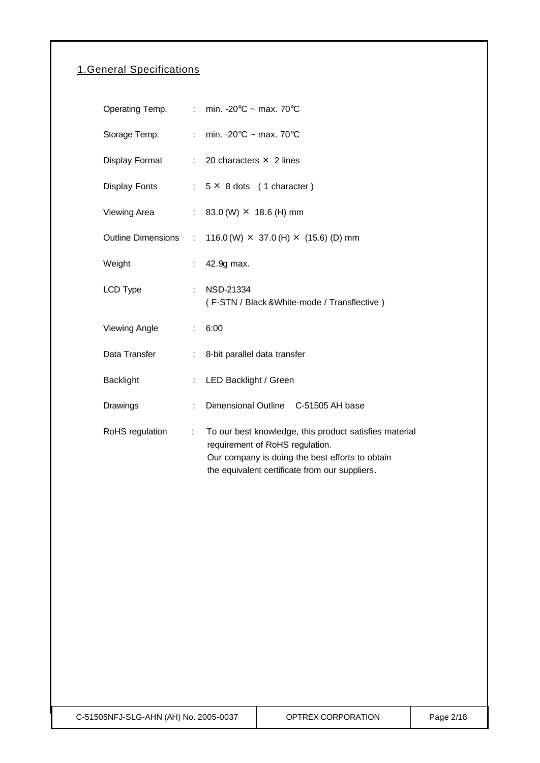## 1.General Specifications

| | | |
|---|---|---|
| Operating Temp. | : | min. -20℃ ~ max. 70℃ |
| Storage Temp. | : | min. -20℃ ~ max. 70℃ |
| Display Format | : | 20 characters × 2 lines |
| Display Fonts | : | 5 × 8 dots ( 1 character ) |
| Viewing Area | : | 83.0 (W) × 18.6 (H) mm |
| Outline Dimensions | : | 116.0 (W) × 37.0 (H) × (15.6) (D) mm |
| Weight | : | 42.9g max. |
| LCD Type | : | NSD-21334<br>( F-STN / Black &White-mode / Transflective ) |
| Viewing Angle | : | 6:00 |
| Data Transfer | : | 8-bit parallel data transfer |
| Backlight | : | LED Backlight / Green |
| Drawings | : | Dimensional Outline C-51505 AH base |
| RoHS regulation | : | To our best knowledge, this product satisfies material requirement of RoHS regulation.<br>Our company is doing the best efforts to obtain the equivalent certificate from our suppliers. |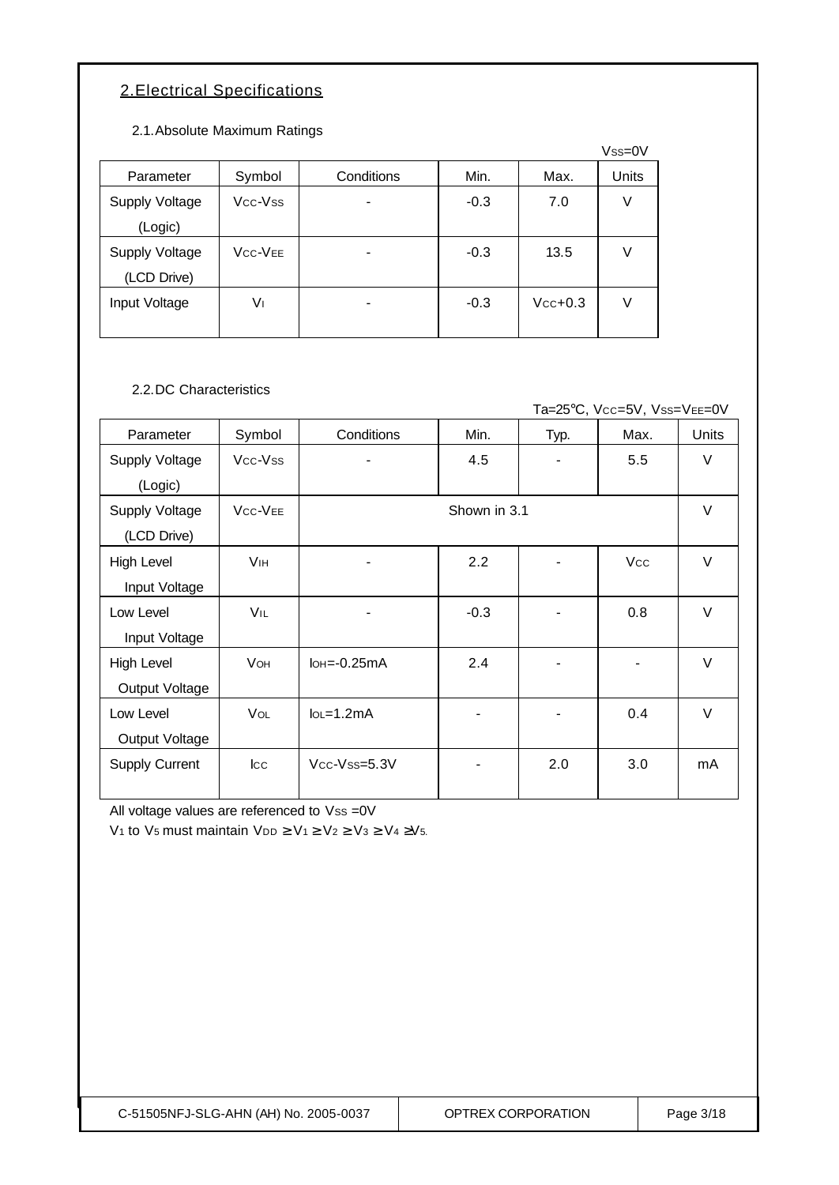## 2.Electrical Specifications

### 2.1.Absolute Maximum Ratings

$V_{SS}$=0V

| Parameter | Symbol | Conditions | Min. | Max. | Units |
|---|---|---|---|---|---|
| Supply Voltage (Logic) | $V_{CC}$-$V_{SS}$ | - | -0.3 | 7.0 | V |
| Supply Voltage (LCD Drive) | $V_{CC}$-$V_{EE}$ | - | -0.3 | 13.5 | V |
| Input Voltage | $V_I$ | - | -0.3 | $V_{CC}$+0.3 | V |

### 2.2.DC Characteristics

Ta=25℃, $V_{CC}$=5V, $V_{SS}$=$V_{EE}$=0V

| Parameter | Symbol | Conditions | Min. | Typ. | Max. | Units |
|---|---|---|---|---|---|---|
| Supply Voltage (Logic) | $V_{CC}$-$V_{SS}$ | - | 4.5 | - | 5.5 | V |
| Supply Voltage (LCD Drive) | $V_{CC}$-$V_{EE}$ | Shown in 3.1 | | | | V |
| High Level Input Voltage | $V_{IH}$ | - | 2.2 | - | $V_{CC}$ | V |
| Low Level Input Voltage | $V_{IL}$ | - | -0.3 | - | 0.8 | V |
| High Level Output Voltage | $V_{OH}$ | $I_{OH}$=-0.25mA | 2.4 | - | - | V |
| Low Level Output Voltage | $V_{OL}$ | $I_{OL}$=1.2mA | - | - | 0.4 | V |
| Supply Current | $I_{CC}$ | $V_{CC}$-$V_{SS}$=5.3V | - | 2.0 | 3.0 | mA |

All voltage values are referenced to $V_{SS}$ =0V

$V_1$ to $V_5$ must maintain $V_{DD} \geq V_1 \geq V_2 \geq V_3 \geq V_4 \geq V_5$.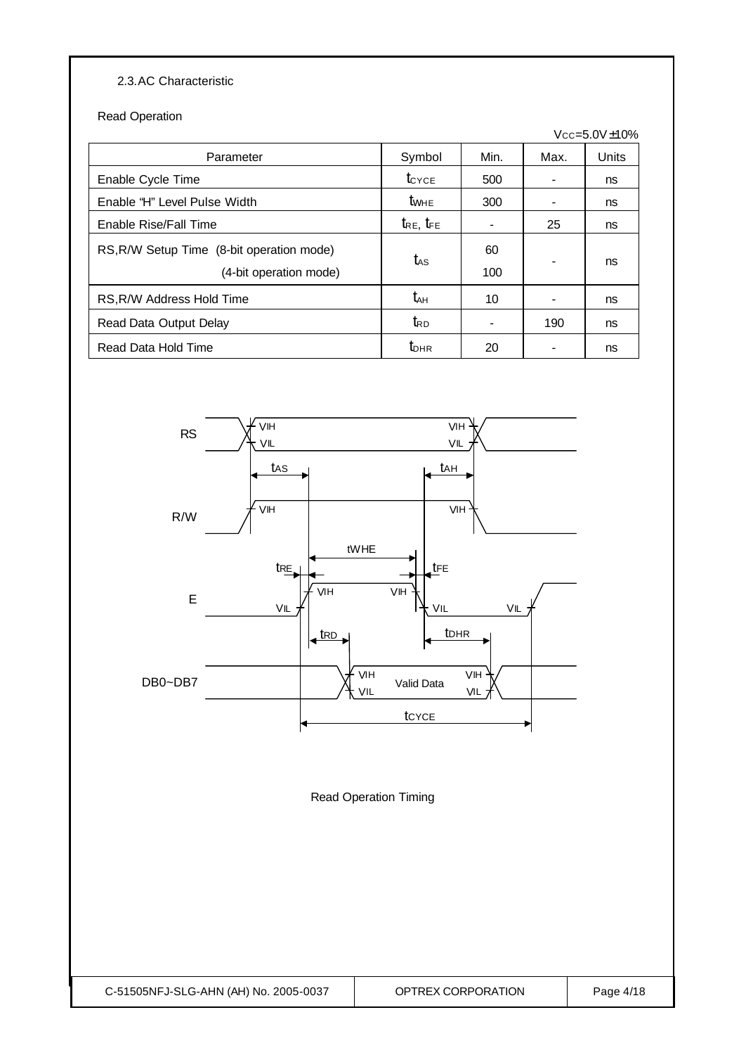### 2.3. AC Characteristic

Read Operation

$V_{CC}$=5.0V±10%

| Parameter | Symbol | Min. | Max. | Units |
|---|---|---|---|---|
| Enable Cycle Time | $t_{CYCE}$ | 500 | - | ns |
| Enable "H" Level Pulse Width | $t_{WHE}$ | 300 | - | ns |
| Enable Rise/Fall Time | $t_{RE}$, $t_{FE}$ | - | 25 | ns |
| RS,R/W Setup Time (8-bit operation mode) (4-bit operation mode) | $t_{AS}$ | 60 / 100 | - | ns |
| RS,R/W Address Hold Time | $t_{AH}$ | 10 | - | ns |
| Read Data Output Delay | $t_{RD}$ | - | 190 | ns |
| Read Data Hold Time | $t_{DHR}$ | 20 | - | ns |

RS, R/W, E, DB0~DB7 — $V_{IH}$, $V_{IL}$, $t_{AS}$, $t_{AH}$, $t_{WHE}$, $t_{RE}$, $t_{FE}$, $t_{RD}$, $t_{DHR}$, $t_{CYCE}$, Valid Data

Read Operation Timing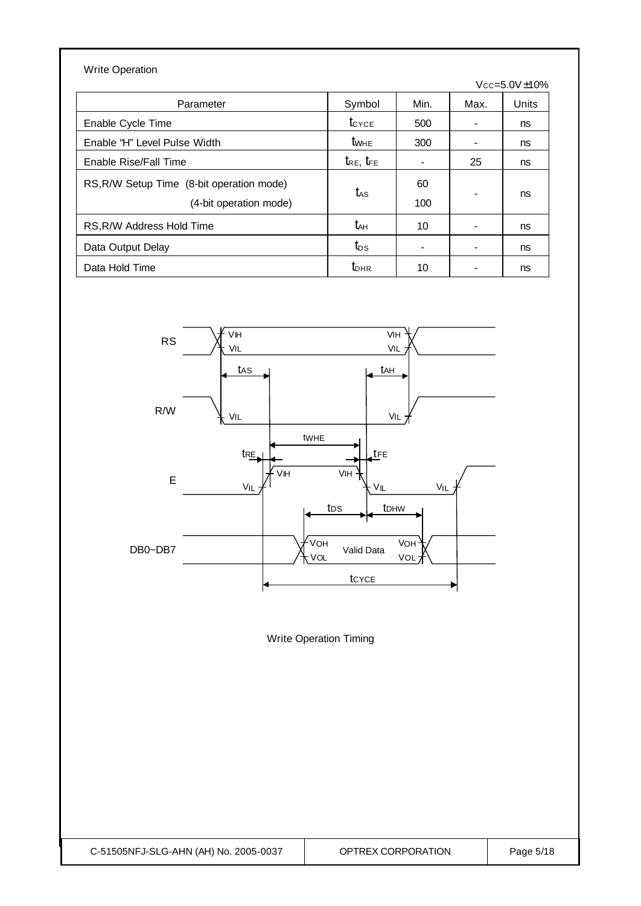Write Operation

$V_{CC}$=5.0V±10%

| Parameter | Symbol | Min. | Max. | Units |
|---|---|---|---|---|
| Enable Cycle Time | $t_{CYCE}$ | 500 | - | ns |
| Enable "H" Level Pulse Width | $t_{WHE}$ | 300 | - | ns |
| Enable Rise/Fall Time | $t_{RE}$, $t_{FE}$ | - | 25 | ns |
| RS,R/W Setup Time (8-bit operation mode)<br>(4-bit operation mode) | $t_{AS}$ | 60<br>100 | - | ns |
| RS,R/W Address Hold Time | $t_{AH}$ | 10 | - | ns |
| Data Output Delay | $t_{DS}$ | - | - | ns |
| Data Hold Time | $t_{DHR}$ | 10 | - | ns |

Write Operation Timing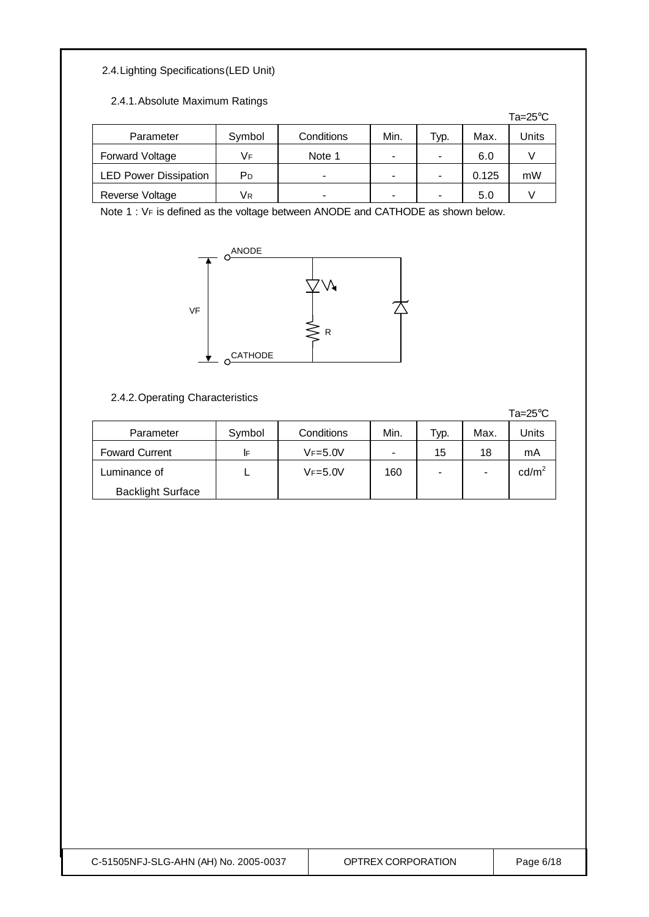## 2.4. Lighting Specifications (LED Unit)

### 2.4.1. Absolute Maximum Ratings

Ta=25°C

| Parameter | Symbol | Conditions | Min. | Typ. | Max. | Units |
|---|---|---|---|---|---|---|
| Forward Voltage | $V_F$ | Note 1 | - | - | 6.0 | V |
| LED Power Dissipation | $P_D$ | - | - | - | 0.125 | mW |
| Reverse Voltage | $V_R$ | - | - | - | 5.0 | V |

Note 1 : $V_F$ is defined as the voltage between ANODE and CATHODE as shown below.

ANODE

VF

R

CATHODE

### 2.4.2. Operating Characteristics

Ta=25°C

| Parameter | Symbol | Conditions | Min. | Typ. | Max. | Units |
|---|---|---|---|---|---|---|
| Foward Current | $I_F$ | $V_F$=5.0V | - | 15 | 18 | mA |
| Luminance of Backlight Surface | L | $V_F$=5.0V | 160 | - | - | cd/m$^2$ |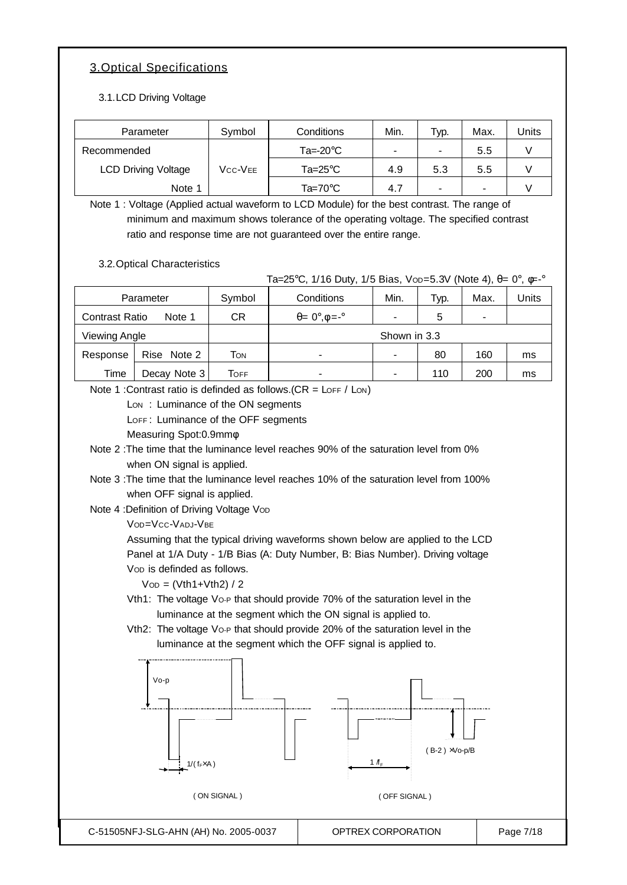## 3.Optical Specifications

### 3.1.LCD Driving Voltage

| Parameter | Symbol | Conditions | Min. | Typ. | Max. | Units |
|---|---|---|---|---|---|---|
| Recommended | | Ta=-20°C | - | - | 5.5 | V |
| LCD Driving Voltage | $V_{CC}$-$V_{EE}$ | Ta=25°C | 4.9 | 5.3 | 5.5 | V |
| Note 1 | | Ta=70°C | 4.7 | - | - | V |

Note 1 : Voltage (Applied actual waveform to LCD Module) for the best contrast. The range of minimum and maximum shows tolerance of the operating voltage. The specified contrast ratio and response time are not guaranteed over the entire range.

### 3.2.Optical Characteristics

Ta=25°C, 1/16 Duty, 1/5 Bias, $V_{OD}$=5.3V (Note 4), θ= 0°, φ=-°

| Parameter | | Symbol | Conditions | Min. | Typ. | Max. | Units |
|---|---|---|---|---|---|---|---|
| Contrast Ratio | Note 1 | CR | θ= 0°,φ=-° | - | 5 | - | |
| Viewing Angle | | | Shown in 3.3 | | | | |
| Response | Rise Note 2 | $T_{ON}$ | - | - | 80 | 160 | ms |
| Time | Decay Note 3 | $T_{OFF}$ | - | - | 110 | 200 | ms |

Note 1 :Contrast ratio is definded as follows.(CR = $L_{OFF}$ / $L_{ON}$)

$L_{ON}$ : Luminance of the ON segments

$L_{OFF}$ : Luminance of the OFF segments

Measuring Spot:0.9mmφ

Note 2 :The time that the luminance level reaches 90% of the saturation level from 0% when ON signal is applied.

Note 3 :The time that the luminance level reaches 10% of the saturation level from 100% when OFF signal is applied.

Note 4 :Definition of Driving Voltage $V_{OD}$

$V_{OD}$=$V_{CC}$-$V_{ADJ}$-$V_{BE}$

Assuming that the typical driving waveforms shown below are applied to the LCD Panel at 1/A Duty - 1/B Bias (A: Duty Number, B: Bias Number). Driving voltage $V_{OD}$ is definded as follows.

$V_{OD}$ = (Vth1+Vth2) / 2

Vth1: The voltage $V_{O\text{-}P}$ that should provide 70% of the saturation level in the luminance at the segment which the ON signal is applied to.

Vth2: The voltage $V_{O\text{-}P}$ that should provide 20% of the saturation level in the luminance at the segment which the OFF signal is applied to.

Vo-p

1/( $f_F$×A )

( B-2 ) ×Vo-p/B

1 /$f_F$

( ON SIGNAL ) ( OFF SIGNAL )

C-51505NFJ-SLG-AHN (AH) No. 2005-0037 OPTREX CORPORATION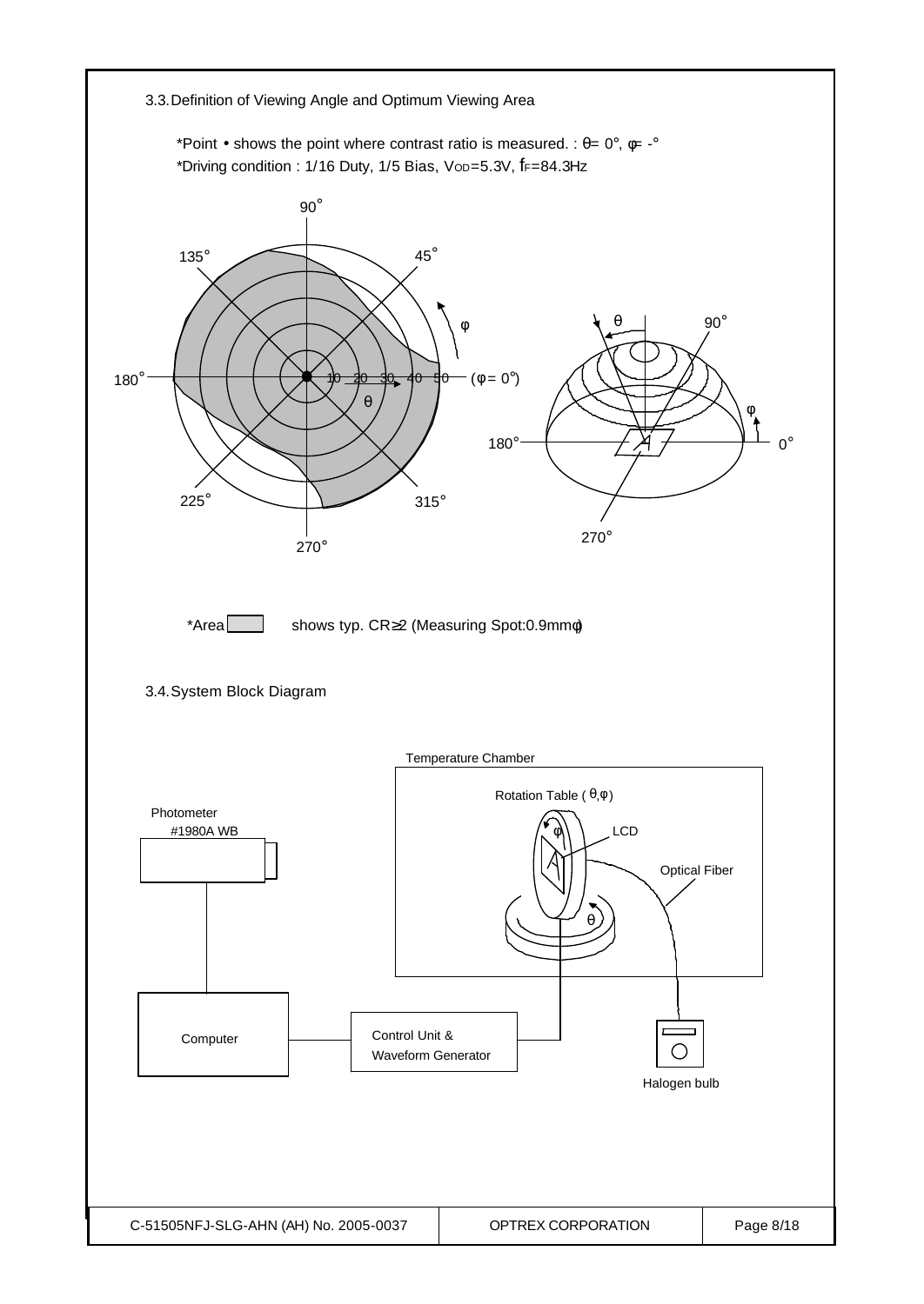## 3.3. Definition of Viewing Angle and Optimum Viewing Area

*Point • shows the point where contrast ratio is measured. : θ= 0°, φ= -°

*Driving condition : 1/16 Duty, 1/5 Bias, $V_{OD}$=5.3V, $f_F$=84.3Hz

*Area [shaded] shows typ. CR≧2 (Measuring Spot:0.9mmφ)

## 3.4. System Block Diagram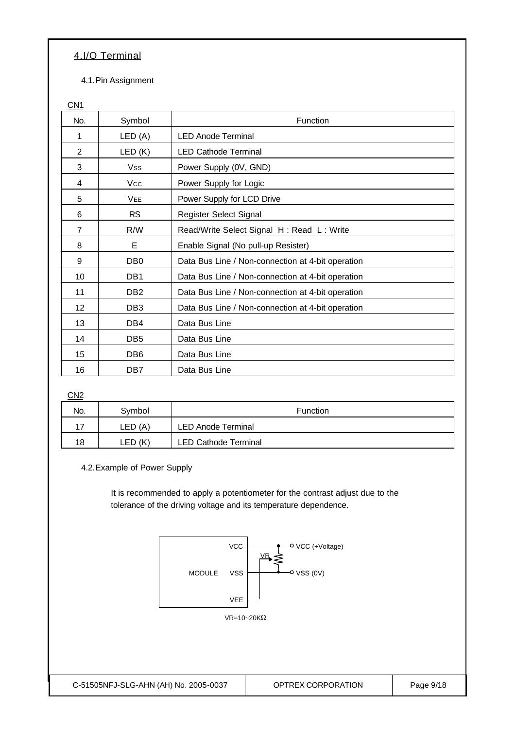## 4.I/O Terminal

### 4.1.Pin Assignment

CN1

| No. | Symbol | Function |
|---|---|---|
| 1 | LED (A) | LED Anode Terminal |
| 2 | LED (K) | LED Cathode Terminal |
| 3 | $V_{SS}$ | Power Supply (0V, GND) |
| 4 | $V_{CC}$ | Power Supply for Logic |
| 5 | $V_{EE}$ | Power Supply for LCD Drive |
| 6 | RS | Register Select Signal |
| 7 | R/W | Read/Write Select Signal H : Read L : Write |
| 8 | E | Enable Signal (No pull-up Resister) |
| 9 | DB0 | Data Bus Line / Non-connection at 4-bit operation |
| 10 | DB1 | Data Bus Line / Non-connection at 4-bit operation |
| 11 | DB2 | Data Bus Line / Non-connection at 4-bit operation |
| 12 | DB3 | Data Bus Line / Non-connection at 4-bit operation |
| 13 | DB4 | Data Bus Line |
| 14 | DB5 | Data Bus Line |
| 15 | DB6 | Data Bus Line |
| 16 | DB7 | Data Bus Line |

CN2

| No. | Symbol | Function |
|---|---|---|
| 17 | LED (A) | LED Anode Terminal |
| 18 | LED (K) | LED Cathode Terminal |

### 4.2.Example of Power Supply

It is recommended to apply a potentiometer for the contrast adjust due to the tolerance of the driving voltage and its temperature dependence.

MODULE: VCC — VCC (+Voltage); VSS — VSS (0V); VEE — VR

VR=10~20KΩ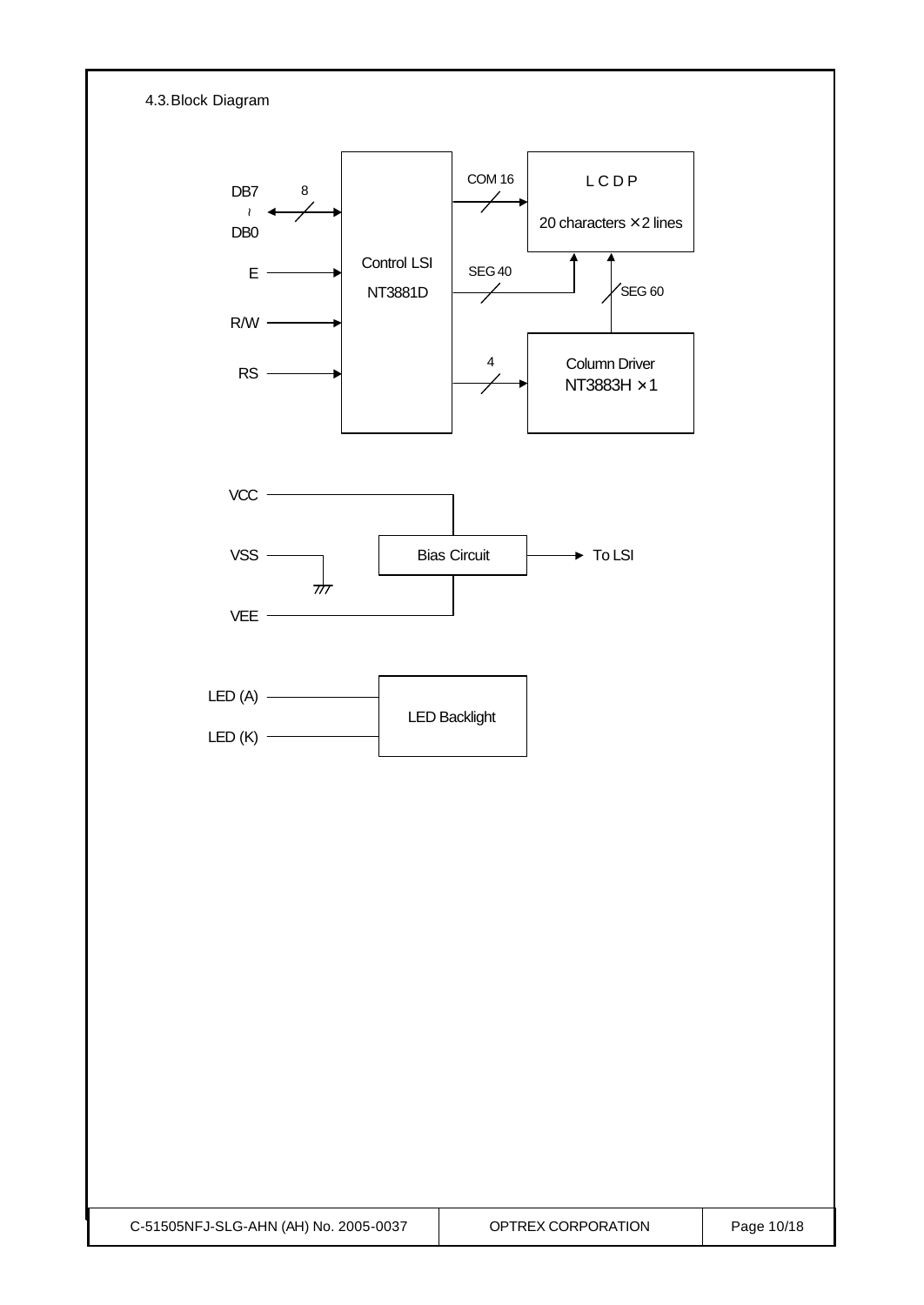4.3. Block Diagram

DB7 ~ DB0 (8)

E

R/W

RS

Control LSI NT3881D

COM 16

SEG 40

4

L C D P

20 characters × 2 lines

SEG 60

Column Driver NT3883H × 1

VCC

VSS

VEE

Bias Circuit

To LSI

LED (A)

LED (K)

LED Backlight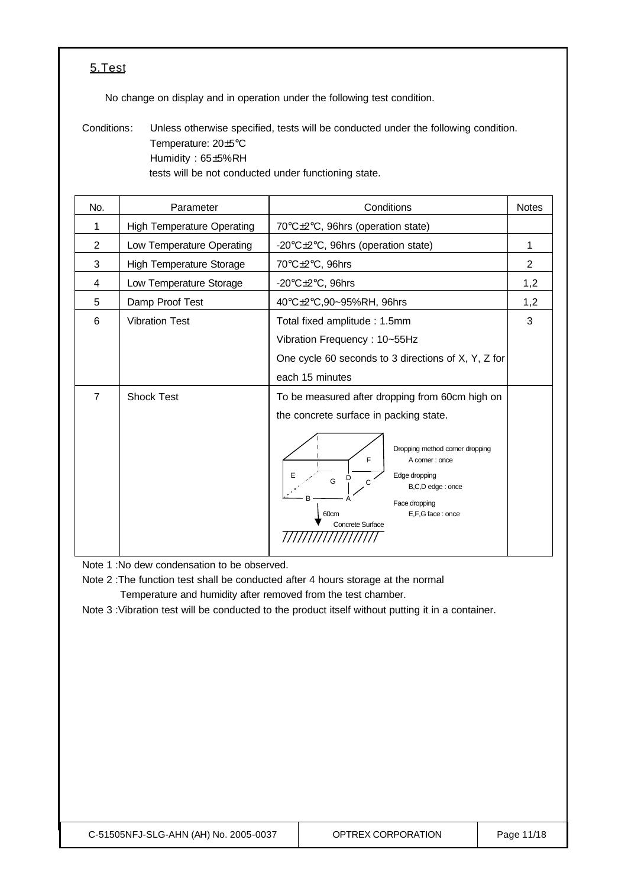## 5.Test

No change on display and in operation under the following test condition.

Conditions: Unless otherwise specified, tests will be conducted under the following condition.
Temperature: 20±5°C
Humidity : 65±5%RH
tests will be not conducted under functioning state.

| No. | Parameter | Conditions | Notes |
|---|---|---|---|
| 1 | High Temperature Operating | 70°C±2°C, 96hrs (operation state) | |
| 2 | Low Temperature Operating | -20°C±2°C, 96hrs (operation state) | 1 |
| 3 | High Temperature Storage | 70°C±2°C, 96hrs | 2 |
| 4 | Low Temperature Storage | -20°C±2°C, 96hrs | 1,2 |
| 5 | Damp Proof Test | 40°C±2°C,90~95%RH, 96hrs | 1,2 |
| 6 | Vibration Test | Total fixed amplitude : 1.5mm<br>Vibration Frequency : 10~55Hz<br>One cycle 60 seconds to 3 directions of X, Y, Z for each 15 minutes | 3 |
| 7 | Shock Test | To be measured after dropping from 60cm high on the concrete surface in packing state.<br>Dropping method corner dropping<br>A corner : once<br>Edge dropping<br>B,C,D edge : once<br>Face dropping<br>E,F,G face : once<br>60cm<br>Concrete Surface | |

Note 1 :No dew condensation to be observed.

Note 2 :The function test shall be conducted after 4 hours storage at the normal Temperature and humidity after removed from the test chamber.

Note 3 :Vibration test will be conducted to the product itself without putting it in a container.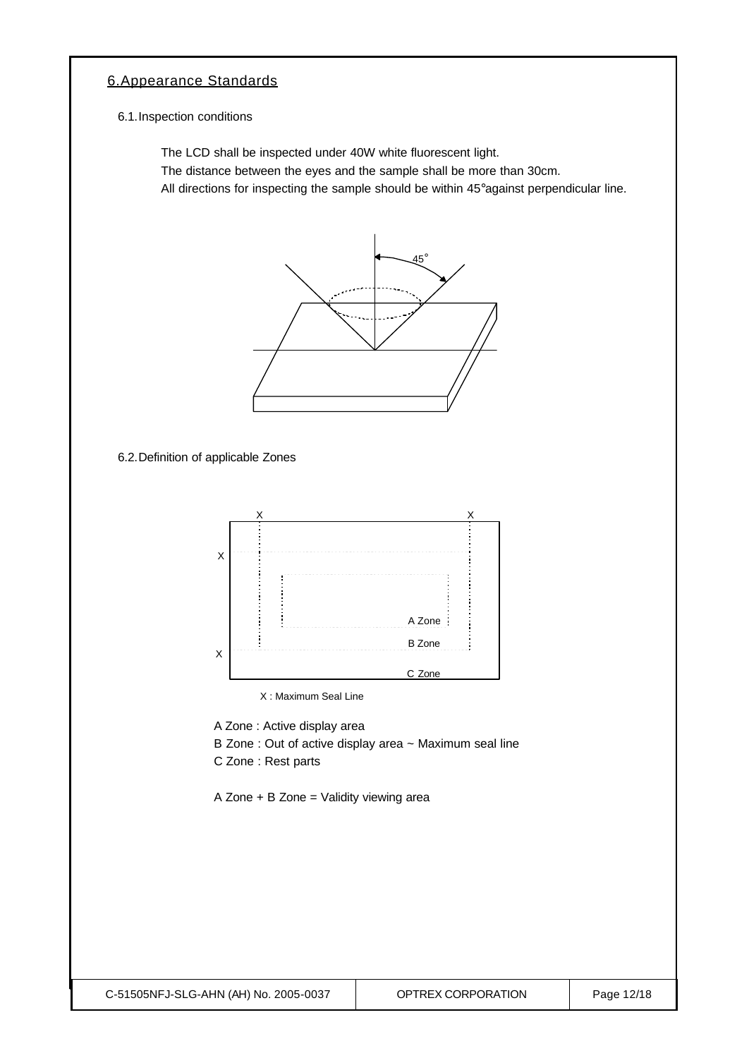# 6. Appearance Standards

## 6.1. Inspection conditions

The LCD shall be inspected under 40W white fluorescent light.
The distance between the eyes and the sample shall be more than 30cm.
All directions for inspecting the sample should be within 45°against perpendicular line.

## 6.2. Definition of applicable Zones

X : Maximum Seal Line

A Zone : Active display area
B Zone : Out of active display area ~ Maximum seal line
C Zone : Rest parts

A Zone + B Zone = Validity viewing area

| C-51505NFJ-SLG-AHN (AH) No. 2005-0037 | OPTREX CORPORATION |
| --- | --- |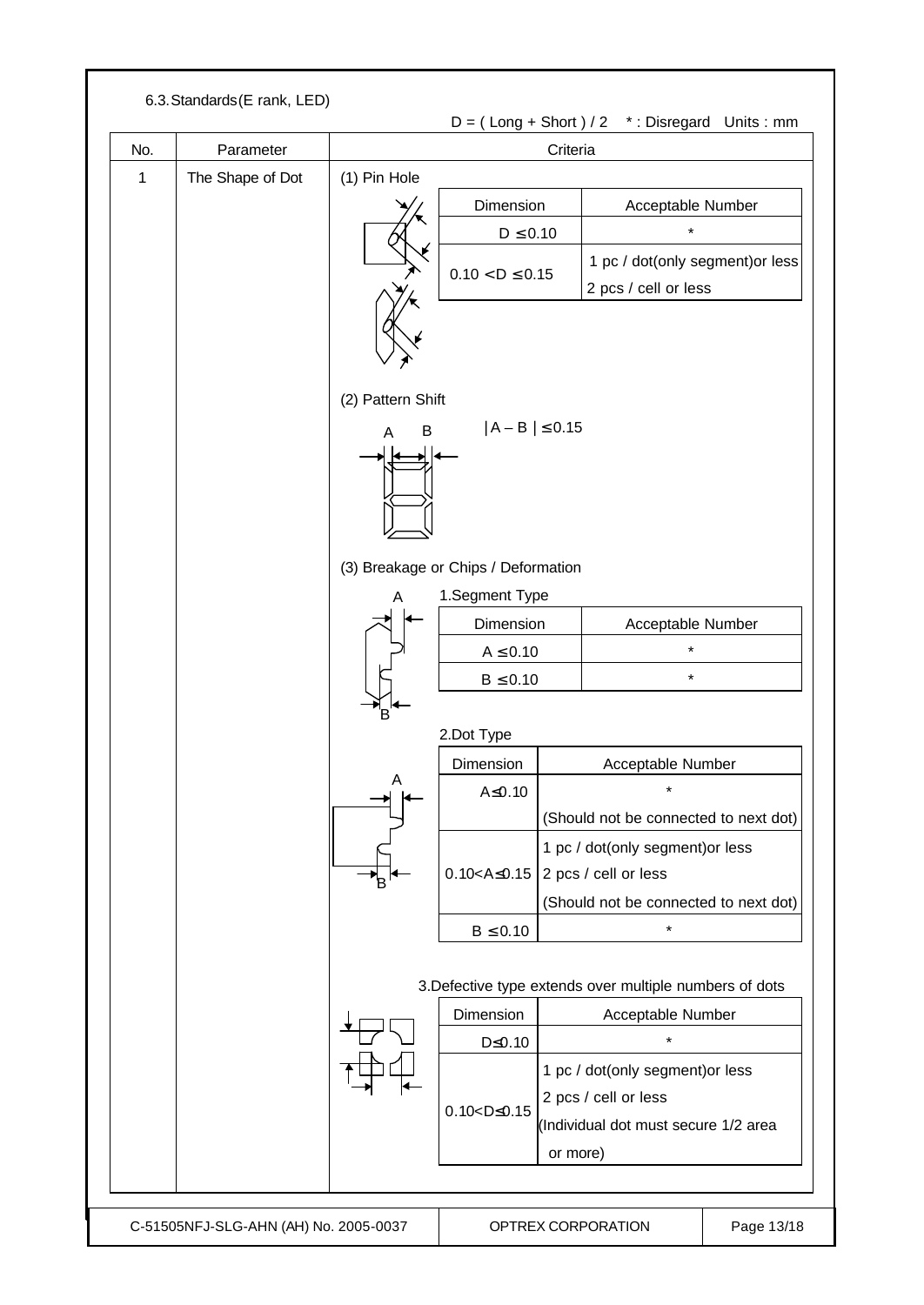### 6.3. Standards (E rank, LED)

D = ( Long + Short ) / 2　* : Disregard　Units : mm

| No. | Parameter | Criteria |
|---|---|---|
| 1 | The Shape of Dot | (1) Pin Hole |

**(1) Pin Hole**

| Dimension | Acceptable Number |
|---|---|
| D ≤ 0.10 | * |
| 0.10 < D ≤ 0.15 | 1 pc / dot(only segment)or less<br>2 pcs / cell or less |

**(2) Pattern Shift**

A　B

$|A - B| \leq 0.15$

**(3) Breakage or Chips / Deformation**

1.Segment Type

| Dimension | Acceptable Number |
|---|---|
| A ≤ 0.10 | * |
| B ≤ 0.10 | * |

2.Dot Type

| Dimension | Acceptable Number |
|---|---|
| A≤0.10 | *<br>(Should not be connected to next dot) |
| 0.10<A≤0.15 | 1 pc / dot(only segment)or less<br>2 pcs / cell or less<br>(Should not be connected to next dot) |
| B ≤ 0.10 | * |

3.Defective type extends over multiple numbers of dots

| Dimension | Acceptable Number |
|---|---|
| D≤0.10 | * |
| 0.10<D≤0.15 | 1 pc / dot(only segment)or less<br>2 pcs / cell or less<br>(Individual dot must secure 1/2 area or more) |

C-51505NFJ-SLG-AHN (AH) No. 2005-0037　　OPTREX CORPORATION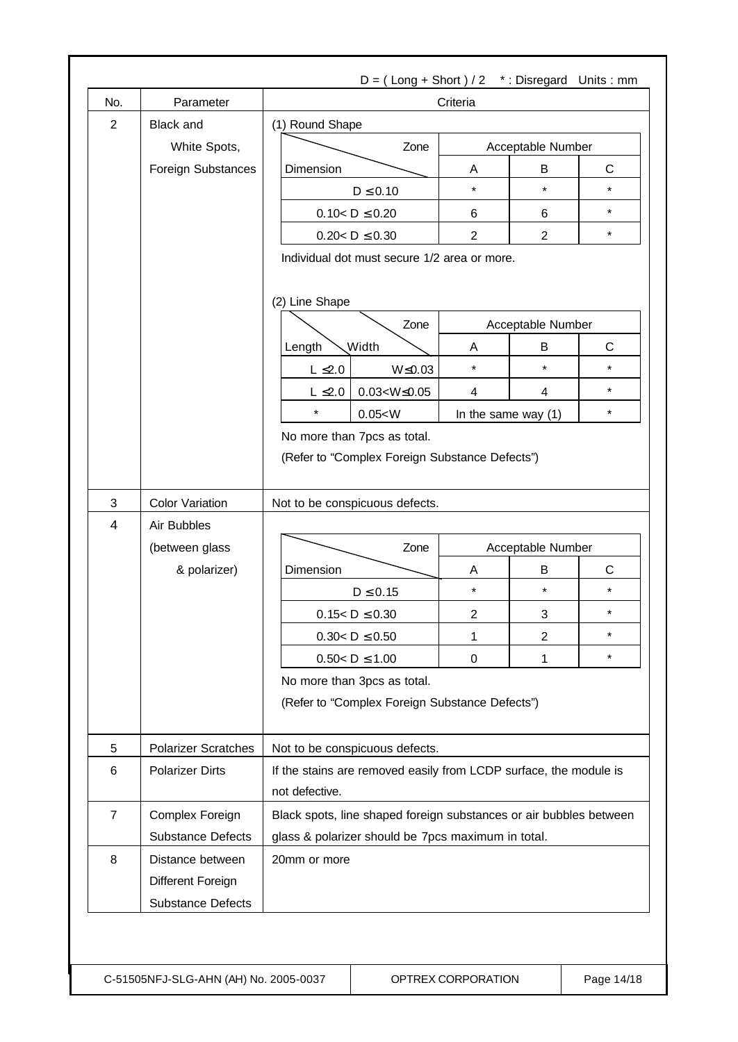D = ( Long + Short ) / 2    * : Disregard   Units : mm

| No. | Parameter | Criteria |
|---|---|---|
| 2 | Black and White Spots, Foreign Substances | (1) Round Shape (see table below) |
| 3 | Color Variation | Not to be conspicuous defects. |
| 4 | Air Bubbles (between glass & polarizer) | (see table below) |
| 5 | Polarizer Scratches | Not to be conspicuous defects. |
| 6 | Polarizer Dirts | If the stains are removed easily from LCDP surface, the module is not defective. |
| 7 | Complex Foreign Substance Defects | Black spots, line shaped foreign substances or air bubbles between glass & polarizer should be 7pcs maximum in total. |
| 8 | Distance between Different Foreign Substance Defects | 20mm or more |

**2. Black and White Spots, Foreign Substances**

(1) Round Shape

| Dimension \ Zone | Acceptable Number A | Acceptable Number B | Acceptable Number C |
|---|---|---|---|
| $D \leq 0.10$ | * | * | * |
| $0.10 < D \leq 0.20$ | 6 | 6 | * |
| $0.20 < D \leq 0.30$ | 2 | 2 | * |

Individual dot must secure 1/2 area or more.

(2) Line Shape

| Length | Width | Acceptable Number A | Acceptable Number B | Acceptable Number C |
|---|---|---|---|---|
| $L \leq 2.0$ | $W \leq 0.03$ | * | * | * |
| $L \leq 2.0$ | $0.03 < W \leq 0.05$ | 4 | 4 | * |
| * | $0.05 < W$ | In the same way (1) | | * |

No more than 7pcs as total.

(Refer to "Complex Foreign Substance Defects")

**4. Air Bubbles (between glass & polarizer)**

| Dimension \ Zone | Acceptable Number A | Acceptable Number B | Acceptable Number C |
|---|---|---|---|
| $D \leq 0.15$ | * | * | * |
| $0.15 < D \leq 0.30$ | 2 | 3 | * |
| $0.30 < D \leq 0.50$ | 1 | 2 | * |
| $0.50 < D \leq 1.00$ | 0 | 1 | * |

No more than 3pcs as total.

(Refer to "Complex Foreign Substance Defects")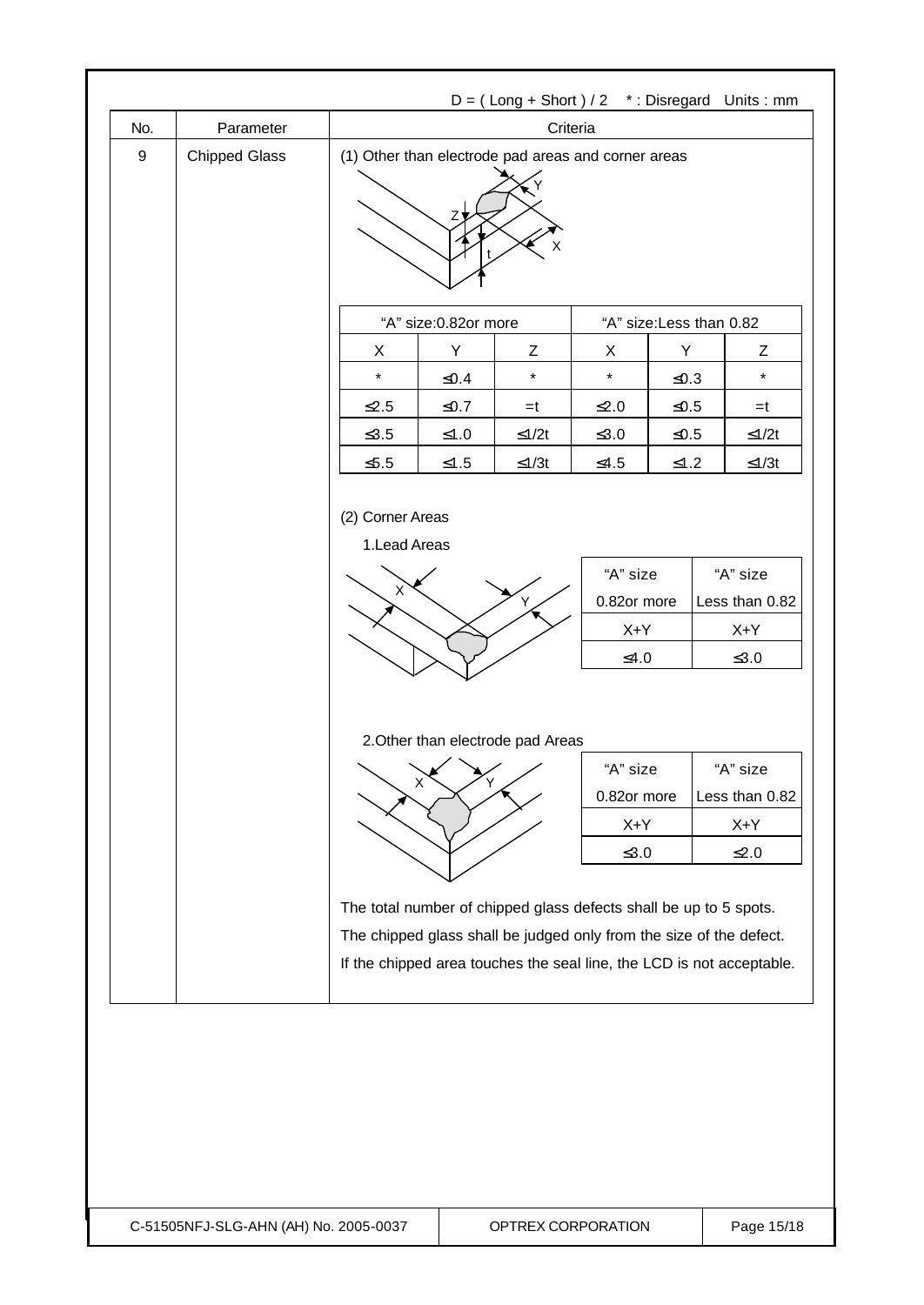D = ( Long + Short ) / 2   * : Disregard   Units : mm

| No. | Parameter | Criteria |
|---|---|---|
| 9 | Chipped Glass | (1) Other than electrode pad areas and corner areas |

(1) Other than electrode pad areas and corner areas

| "A" size:0.82or more | | | "A" size:Less than 0.82 | | |
|---|---|---|---|---|---|
| X | Y | Z | X | Y | Z |
| * | ≤0.4 | * | * | ≤0.3 | * |
| ≤2.5 | ≤0.7 | =t | ≤2.0 | ≤0.5 | =t |
| ≤3.5 | ≤1.0 | ≤1/2t | ≤3.0 | ≤0.5 | ≤1/2t |
| ≤5.5 | ≤1.5 | ≤1/3t | ≤4.5 | ≤1.2 | ≤1/3t |

(2) Corner Areas

1.Lead Areas

| "A" size 0.82or more | "A" size Less than 0.82 |
|---|---|
| X+Y | X+Y |
| ≤4.0 | ≤3.0 |

2.Other than electrode pad Areas

| "A" size 0.82or more | "A" size Less than 0.82 |
|---|---|
| X+Y | X+Y |
| ≤3.0 | ≤2.0 |

The total number of chipped glass defects shall be up to 5 spots.

The chipped glass shall be judged only from the size of the defect.

If the chipped area touches the seal line, the LCD is not acceptable.

C-51505NFJ-SLG-AHN (AH) No. 2005-0037   OPTREX CORPORATION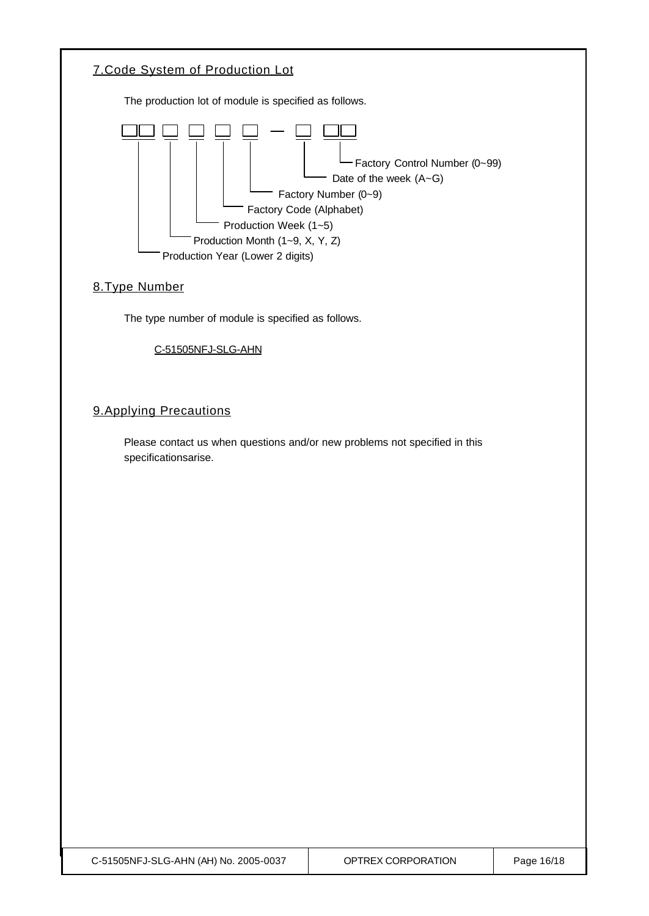## 7.Code System of Production Lot

The production lot of module is specified as follows.

```
□□ □ □ □ □ — □ □□
│  │ │ │ │   │  └─ Factory Control Number (0~99)
│  │ │ │ │   └──── Date of the week (A~G)
│  │ │ │ └──────── Factory Number (0~9)
│  │ │ └────────── Factory Code (Alphabet)
│  │ └──────────── Production Week (1~5)
│  └────────────── Production Month (1~9, X, Y, Z)
└───────────────── Production Year (Lower 2 digits)
```

## 8.Type Number

The type number of module is specified as follows.

C-51505NFJ-SLG-AHN

## 9.Applying Precautions

Please contact us when questions and/or new problems not specified in this specificationsarise.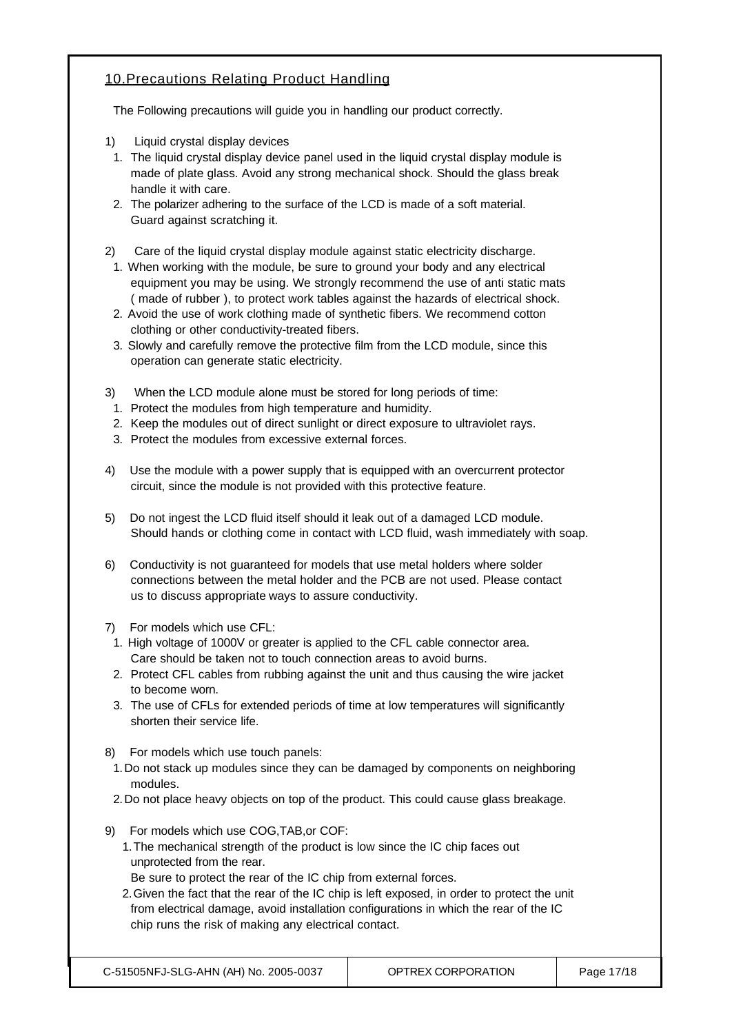## 10.Precautions Relating Product Handling

The Following precautions will guide you in handling our product correctly.

1) Liquid crystal display devices
   1. The liquid crystal display device panel used in the liquid crystal display module is made of plate glass. Avoid any strong mechanical shock. Should the glass break handle it with care.
   2. The polarizer adhering to the surface of the LCD is made of a soft material. Guard against scratching it.

2) Care of the liquid crystal display module against static electricity discharge.
   1. When working with the module, be sure to ground your body and any electrical equipment you may be using. We strongly recommend the use of anti static mats ( made of rubber ), to protect work tables against the hazards of electrical shock.
   2. Avoid the use of work clothing made of synthetic fibers. We recommend cotton clothing or other conductivity-treated fibers.
   3. Slowly and carefully remove the protective film from the LCD module, since this operation can generate static electricity.

3) When the LCD module alone must be stored for long periods of time:
   1. Protect the modules from high temperature and humidity.
   2. Keep the modules out of direct sunlight or direct exposure to ultraviolet rays.
   3. Protect the modules from excessive external forces.

4) Use the module with a power supply that is equipped with an overcurrent protector circuit, since the module is not provided with this protective feature.

5) Do not ingest the LCD fluid itself should it leak out of a damaged LCD module. Should hands or clothing come in contact with LCD fluid, wash immediately with soap.

6) Conductivity is not guaranteed for models that use metal holders where solder connections between the metal holder and the PCB are not used. Please contact us to discuss appropriate ways to assure conductivity.

7) For models which use CFL:
   1. High voltage of 1000V or greater is applied to the CFL cable connector area. Care should be taken not to touch connection areas to avoid burns.
   2. Protect CFL cables from rubbing against the unit and thus causing the wire jacket to become worn.
   3. The use of CFLs for extended periods of time at low temperatures will significantly shorten their service life.

8) For models which use touch panels:
   1. Do not stack up modules since they can be damaged by components on neighboring modules.
   2. Do not place heavy objects on top of the product. This could cause glass breakage.

9) For models which use COG,TAB,or COF:
   1. The mechanical strength of the product is low since the IC chip faces out unprotected from the rear.
      Be sure to protect the rear of the IC chip from external forces.
   2. Given the fact that the rear of the IC chip is left exposed, in order to protect the unit from electrical damage, avoid installation configurations in which the rear of the IC chip runs the risk of making any electrical contact.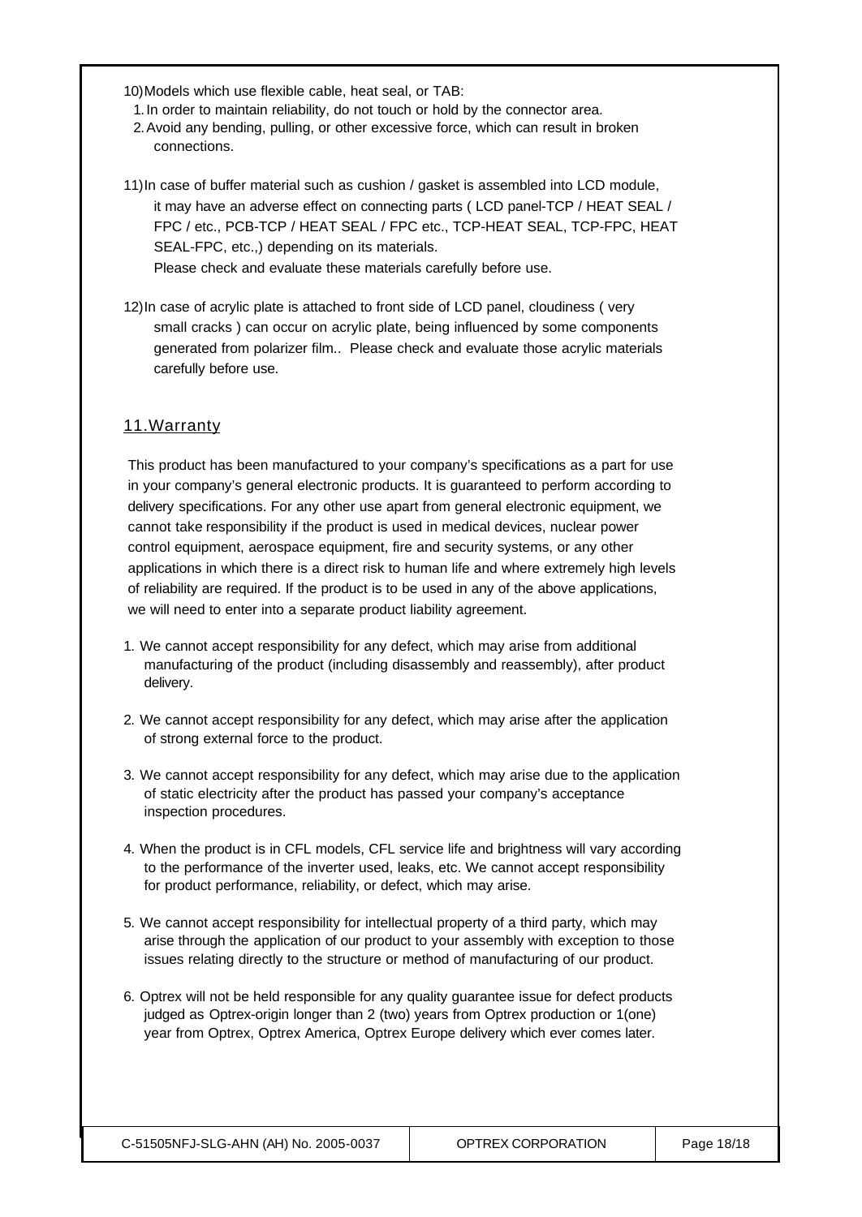10) Models which use flexible cable, heat seal, or TAB:
   1. In order to maintain reliability, do not touch or hold by the connector area.
   2. Avoid any bending, pulling, or other excessive force, which can result in broken connections.

11) In case of buffer material such as cushion / gasket is assembled into LCD module, it may have an adverse effect on connecting parts ( LCD panel-TCP / HEAT SEAL / FPC / etc., PCB-TCP / HEAT SEAL / FPC etc., TCP-HEAT SEAL, TCP-FPC, HEAT SEAL-FPC, etc.,) depending on its materials.
    Please check and evaluate these materials carefully before use.

12) In case of acrylic plate is attached to front side of LCD panel, cloudiness ( very small cracks ) can occur on acrylic plate, being influenced by some components generated from polarizer film.. Please check and evaluate those acrylic materials carefully before use.

## 11. Warranty

This product has been manufactured to your company's specifications as a part for use in your company's general electronic products. It is guaranteed to perform according to delivery specifications. For any other use apart from general electronic equipment, we cannot take responsibility if the product is used in medical devices, nuclear power control equipment, aerospace equipment, fire and security systems, or any other applications in which there is a direct risk to human life and where extremely high levels of reliability are required. If the product is to be used in any of the above applications, we will need to enter into a separate product liability agreement.

1. We cannot accept responsibility for any defect, which may arise from additional manufacturing of the product (including disassembly and reassembly), after product delivery.

2. We cannot accept responsibility for any defect, which may arise after the application of strong external force to the product.

3. We cannot accept responsibility for any defect, which may arise due to the application of static electricity after the product has passed your company's acceptance inspection procedures.

4. When the product is in CFL models, CFL service life and brightness will vary according to the performance of the inverter used, leaks, etc. We cannot accept responsibility for product performance, reliability, or defect, which may arise.

5. We cannot accept responsibility for intellectual property of a third party, which may arise through the application of our product to your assembly with exception to those issues relating directly to the structure or method of manufacturing of our product.

6. Optrex will not be held responsible for any quality guarantee issue for defect products judged as Optrex-origin longer than 2 (two) years from Optrex production or 1(one) year from Optrex, Optrex America, Optrex Europe delivery which ever comes later.